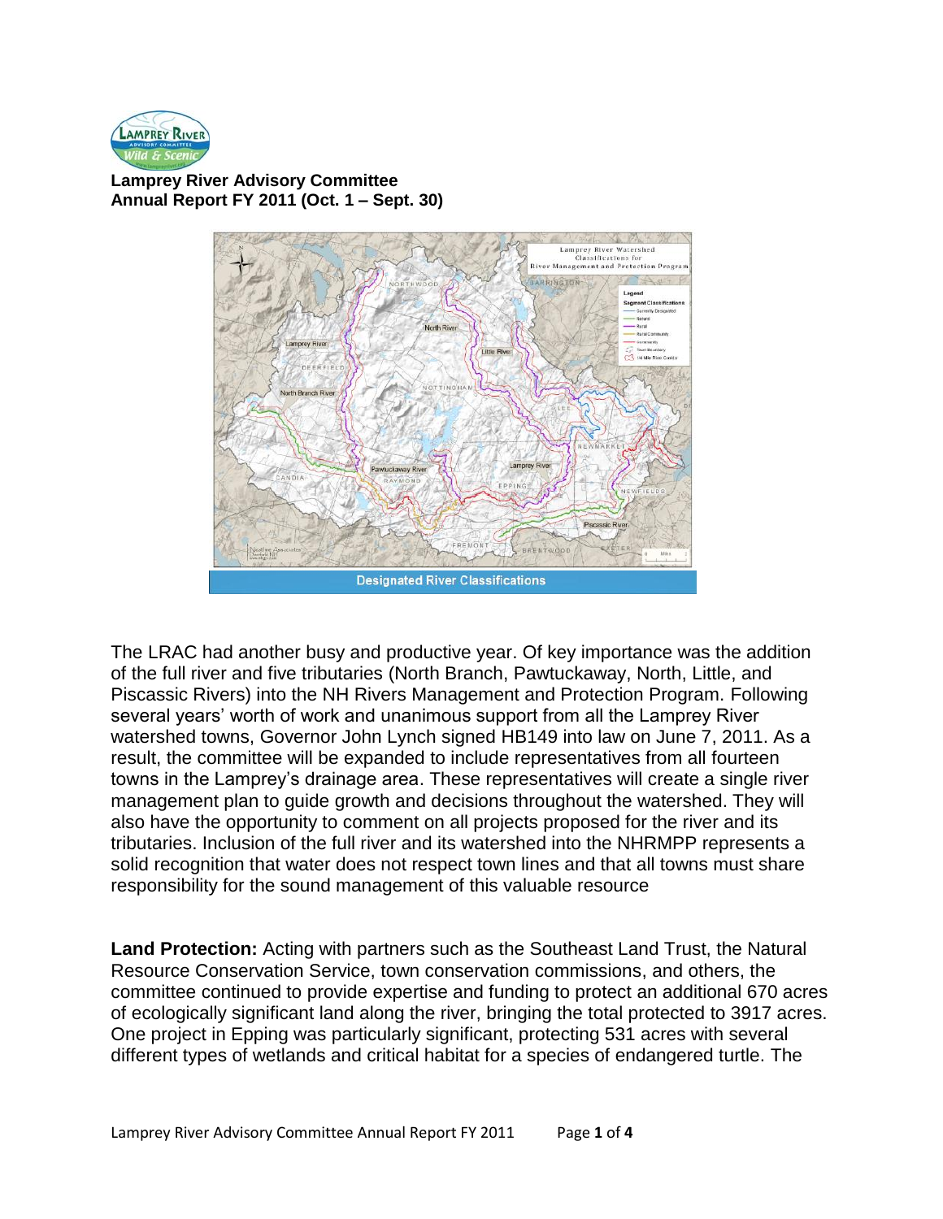**Lamprey River Advisory Committee**
**Annual Report FY 2011 (Oct. 1 – Sept. 30)**

Designated River Classifications

The LRAC had another busy and productive year. Of key importance was the addition of the full river and five tributaries (North Branch, Pawtuckaway, North, Little, and Piscassic Rivers) into the NH Rivers Management and Protection Program. Following several years' worth of work and unanimous support from all the Lamprey River watershed towns, Governor John Lynch signed HB149 into law on June 7, 2011. As a result, the committee will be expanded to include representatives from all fourteen towns in the Lamprey's drainage area. These representatives will create a single river management plan to guide growth and decisions throughout the watershed. They will also have the opportunity to comment on all projects proposed for the river and its tributaries. Inclusion of the full river and its watershed into the NHRMPP represents a solid recognition that water does not respect town lines and that all towns must share responsibility for the sound management of this valuable resource

**Land Protection:** Acting with partners such as the Southeast Land Trust, the Natural Resource Conservation Service, town conservation commissions, and others, the committee continued to provide expertise and funding to protect an additional 670 acres of ecologically significant land along the river, bringing the total protected to 3917 acres. One project in Epping was particularly significant, protecting 531 acres with several different types of wetlands and critical habitat for a species of endangered turtle. The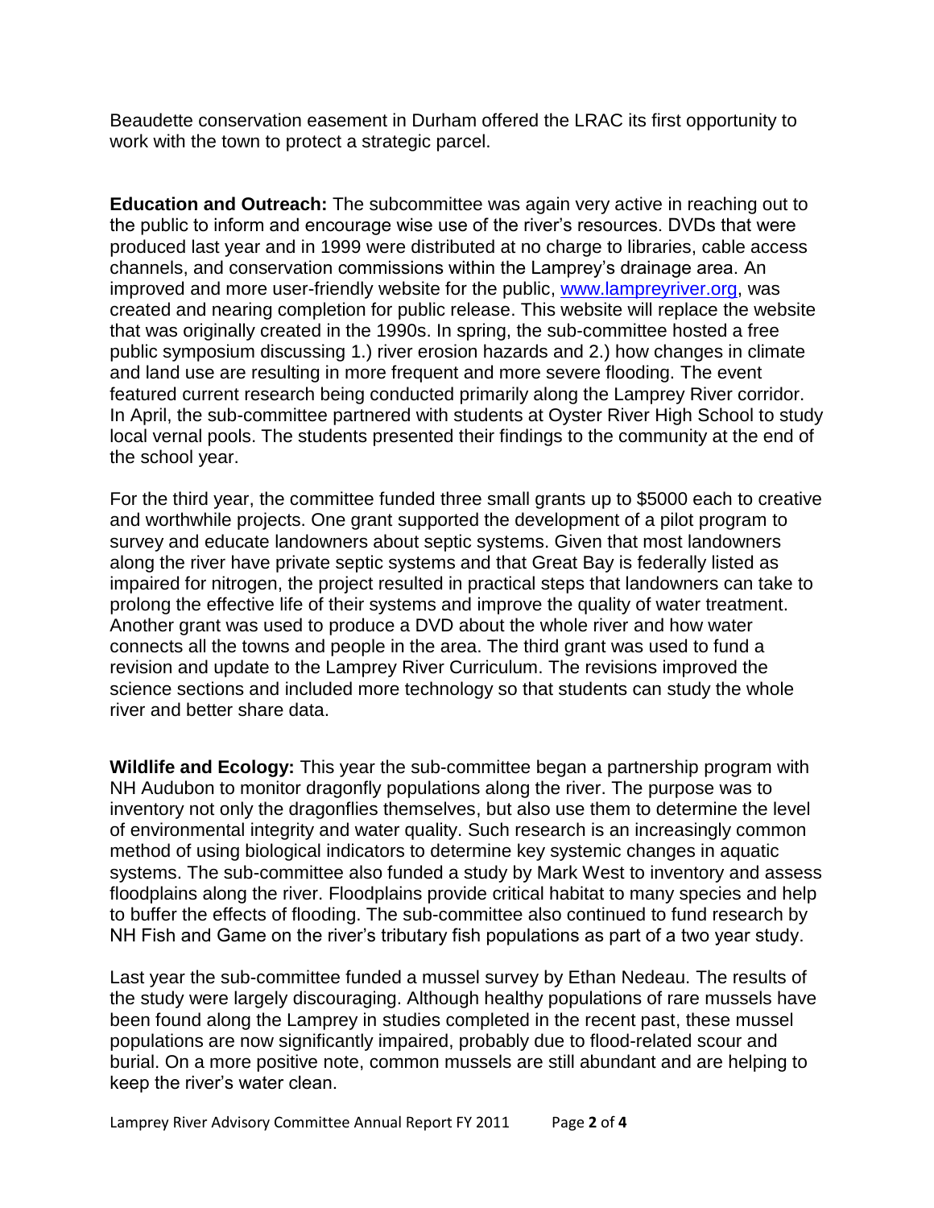Beaudette conservation easement in Durham offered the LRAC its first opportunity to work with the town to protect a strategic parcel.

**Education and Outreach:** The subcommittee was again very active in reaching out to the public to inform and encourage wise use of the river's resources. DVDs that were produced last year and in 1999 were distributed at no charge to libraries, cable access channels, and conservation commissions within the Lamprey's drainage area. An improved and more user-friendly website for the public, [www.lampreyriver.org](http://www.lampreyriver.org), was created and nearing completion for public release. This website will replace the website that was originally created in the 1990s. In spring, the sub-committee hosted a free public symposium discussing 1.) river erosion hazards and 2.) how changes in climate and land use are resulting in more frequent and more severe flooding. The event featured current research being conducted primarily along the Lamprey River corridor. In April, the sub-committee partnered with students at Oyster River High School to study local vernal pools. The students presented their findings to the community at the end of the school year.

For the third year, the committee funded three small grants up to $5000 each to creative and worthwhile projects. One grant supported the development of a pilot program to survey and educate landowners about septic systems. Given that most landowners along the river have private septic systems and that Great Bay is federally listed as impaired for nitrogen, the project resulted in practical steps that landowners can take to prolong the effective life of their systems and improve the quality of water treatment. Another grant was used to produce a DVD about the whole river and how water connects all the towns and people in the area. The third grant was used to fund a revision and update to the Lamprey River Curriculum. The revisions improved the science sections and included more technology so that students can study the whole river and better share data.

**Wildlife and Ecology:** This year the sub-committee began a partnership program with NH Audubon to monitor dragonfly populations along the river. The purpose was to inventory not only the dragonflies themselves, but also use them to determine the level of environmental integrity and water quality. Such research is an increasingly common method of using biological indicators to determine key systemic changes in aquatic systems. The sub-committee also funded a study by Mark West to inventory and assess floodplains along the river. Floodplains provide critical habitat to many species and help to buffer the effects of flooding. The sub-committee also continued to fund research by NH Fish and Game on the river's tributary fish populations as part of a two year study.

Last year the sub-committee funded a mussel survey by Ethan Nedeau. The results of the study were largely discouraging. Although healthy populations of rare mussels have been found along the Lamprey in studies completed in the recent past, these mussel populations are now significantly impaired, probably due to flood-related scour and burial. On a more positive note, common mussels are still abundant and are helping to keep the river's water clean.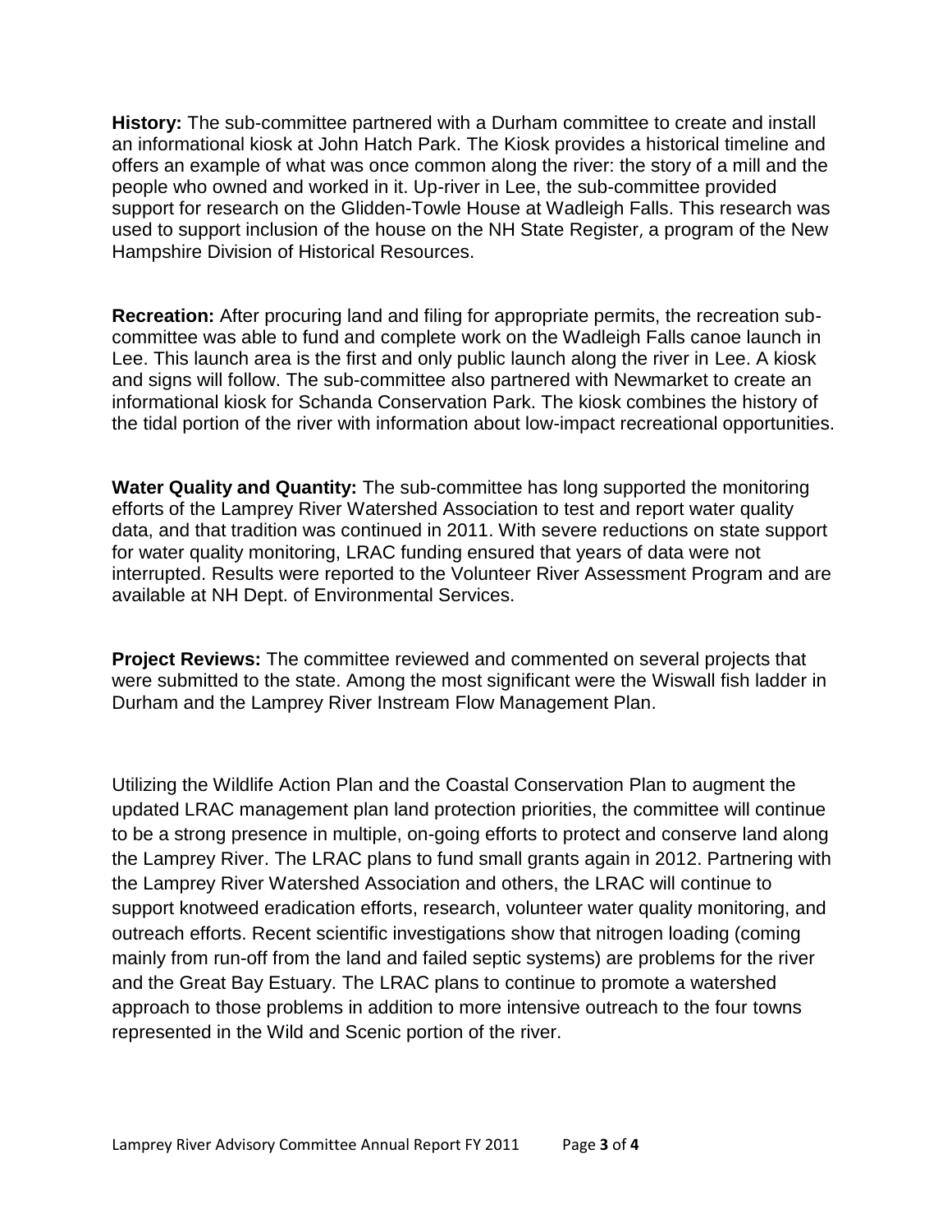**History:** The sub-committee partnered with a Durham committee to create and install an informational kiosk at John Hatch Park. The Kiosk provides a historical timeline and offers an example of what was once common along the river: the story of a mill and the people who owned and worked in it. Up-river in Lee, the sub-committee provided support for research on the Glidden-Towle House at Wadleigh Falls. This research was used to support inclusion of the house on the NH State Register, a program of the New Hampshire Division of Historical Resources.

**Recreation:** After procuring land and filing for appropriate permits, the recreation sub-committee was able to fund and complete work on the Wadleigh Falls canoe launch in Lee. This launch area is the first and only public launch along the river in Lee. A kiosk and signs will follow. The sub-committee also partnered with Newmarket to create an informational kiosk for Schanda Conservation Park. The kiosk combines the history of the tidal portion of the river with information about low-impact recreational opportunities.

**Water Quality and Quantity:** The sub-committee has long supported the monitoring efforts of the Lamprey River Watershed Association to test and report water quality data, and that tradition was continued in 2011. With severe reductions on state support for water quality monitoring, LRAC funding ensured that years of data were not interrupted. Results were reported to the Volunteer River Assessment Program and are available at NH Dept. of Environmental Services.

**Project Reviews:** The committee reviewed and commented on several projects that were submitted to the state. Among the most significant were the Wiswall fish ladder in Durham and the Lamprey River Instream Flow Management Plan.

Utilizing the Wildlife Action Plan and the Coastal Conservation Plan to augment the updated LRAC management plan land protection priorities, the committee will continue to be a strong presence in multiple, on-going efforts to protect and conserve land along the Lamprey River. The LRAC plans to fund small grants again in 2012. Partnering with the Lamprey River Watershed Association and others, the LRAC will continue to support knotweed eradication efforts, research, volunteer water quality monitoring, and outreach efforts. Recent scientific investigations show that nitrogen loading (coming mainly from run-off from the land and failed septic systems) are problems for the river and the Great Bay Estuary. The LRAC plans to continue to promote a watershed approach to those problems in addition to more intensive outreach to the four towns represented in the Wild and Scenic portion of the river.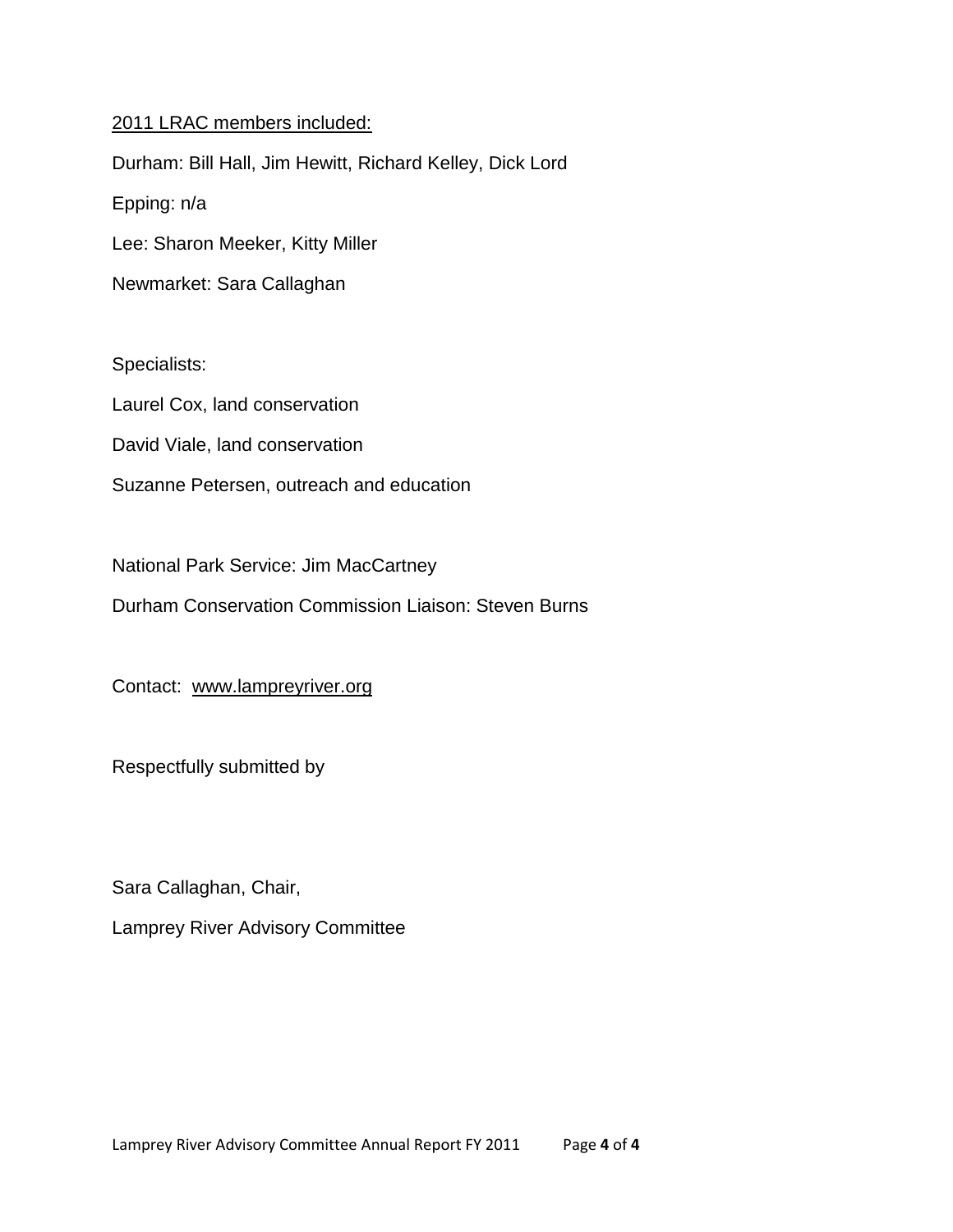2011 LRAC members included:

Durham: Bill Hall, Jim Hewitt, Richard Kelley, Dick Lord

Epping: n/a

Lee: Sharon Meeker, Kitty Miller

Newmarket: Sara Callaghan

Specialists:

Laurel Cox, land conservation

David Viale, land conservation

Suzanne Petersen, outreach and education

National Park Service: Jim MacCartney

Durham Conservation Commission Liaison: Steven Burns

Contact: www.lampreyriver.org

Respectfully submitted by

Sara Callaghan, Chair,

Lamprey River Advisory Committee